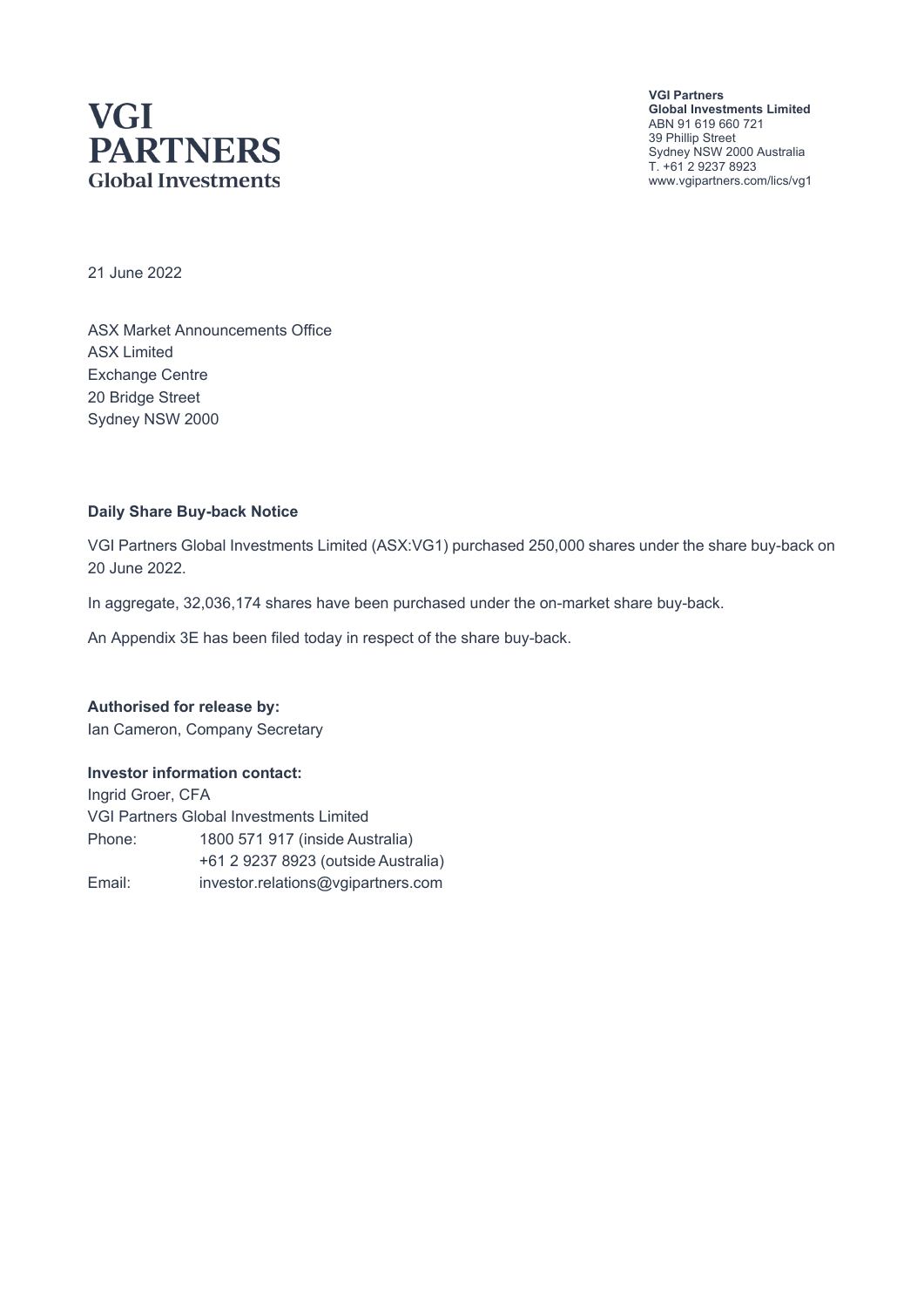**VGI PARTNERS**
**Global Investments**

**VGI Partners**
**Global Investments Limited**
ABN 91 619 660 721
39 Phillip Street
Sydney NSW 2000 Australia
T. +61 2 9237 8923
www.vgipartners.com/lics/vg1

21 June 2022

ASX Market Announcements Office
ASX Limited
Exchange Centre
20 Bridge Street
Sydney NSW 2000

**Daily Share Buy-back Notice**

VGI Partners Global Investments Limited (ASX:VG1) purchased 250,000 shares under the share buy-back on 20 June 2022.

In aggregate, 32,036,174 shares have been purchased under the on-market share buy-back.

An Appendix 3E has been filed today in respect of the share buy-back.

**Authorised for release by:**
Ian Cameron, Company Secretary

**Investor information contact:**
Ingrid Groer, CFA
VGI Partners Global Investments Limited

| | |
|---|---|
| Phone: | 1800 571 917 (inside Australia) |
| | +61 2 9237 8923 (outside Australia) |
| Email: | investor.relations@vgipartners.com |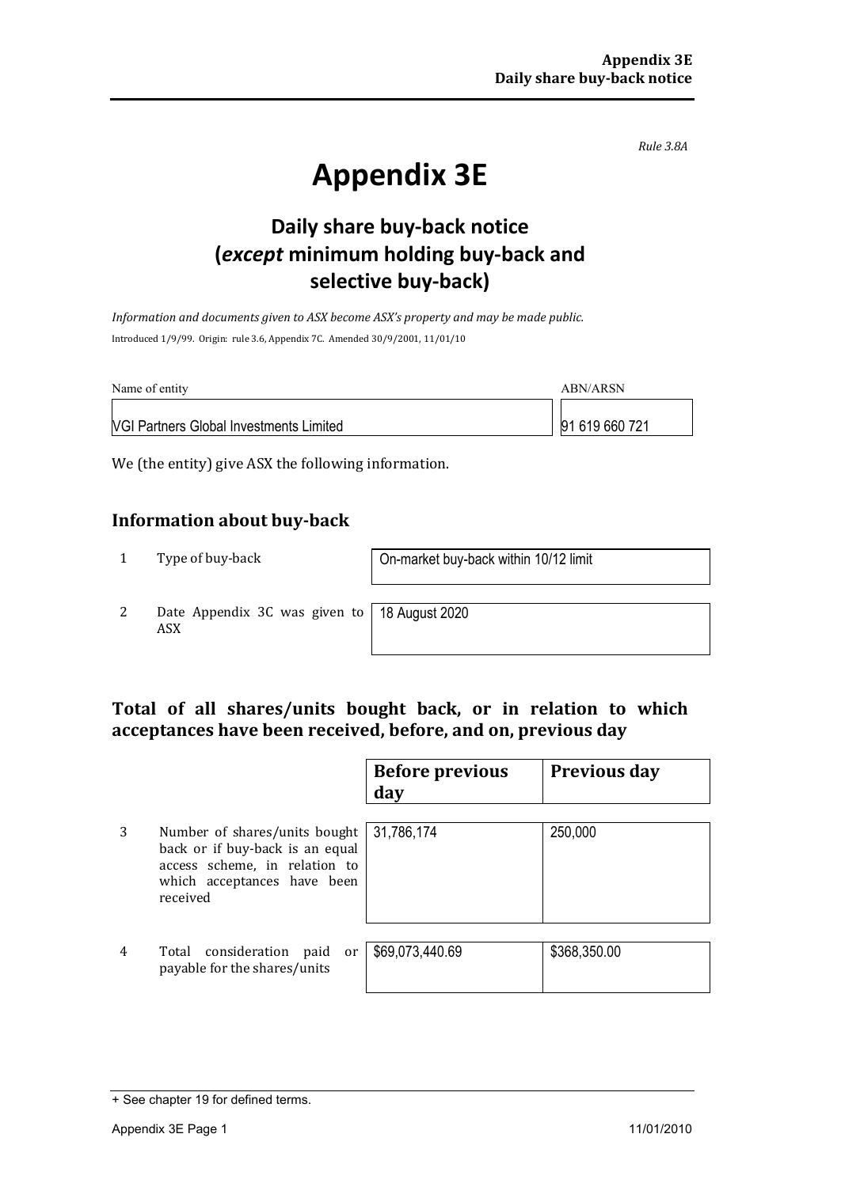*Rule 3.8A*

# Appendix 3E

## Daily share buy-back notice (*except* minimum holding buy-back and selective buy-back)

*Information and documents given to ASX become ASX's property and may be made public.*

Introduced 1/9/99. Origin: rule 3.6, Appendix 7C. Amended 30/9/2001, 11/01/10

| Name of entity | ABN/ARSN |
|---|---|
| VGI Partners Global Investments Limited | 91 619 660 721 |

We (the entity) give ASX the following information.

### Information about buy-back

| | | |
|---|---|---|
| 1 | Type of buy-back | On-market buy-back within 10/12 limit |
| 2 | Date Appendix 3C was given to ASX | 18 August 2020 |

### Total of all shares/units bought back, or in relation to which acceptances have been received, before, and on, previous day

| | | Before previous day | Previous day |
|---|---|---|---|
| 3 | Number of shares/units bought back or if buy-back is an equal access scheme, in relation to which acceptances have been received | 31,786,174 | 250,000 |
| 4 | Total consideration paid or payable for the shares/units | $69,073,440.69 | $368,350.00 |

+ See chapter 19 for defined terms.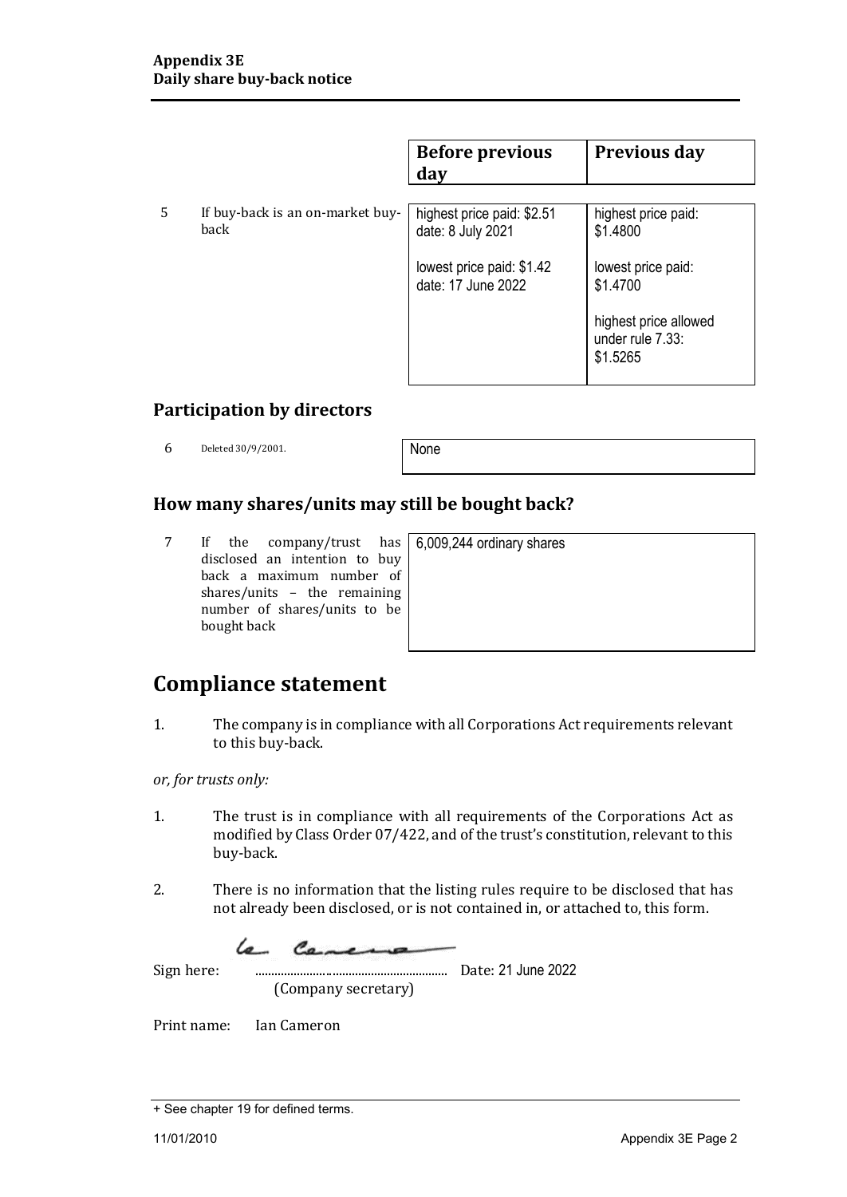**Appendix 3E**
**Daily share buy-back notice**

| | | Before previous day | Previous day |
|---|---|---|---|
| 5 | If buy-back is an on-market buy-back | highest price paid: $2.51<br>date: 8 July 2021<br><br>lowest price paid: $1.42<br>date: 17 June 2022 | highest price paid: $1.4800<br><br>lowest price paid: $1.4700<br><br>highest price allowed under rule 7.33: $1.5265 |

## Participation by directors

| | | |
|---|---|---|
| 6 | Deleted 30/9/2001. | None |

## How many shares/units may still be bought back?

| | | |
|---|---|---|
| 7 | If the company/trust has disclosed an intention to buy back a maximum number of shares/units – the remaining number of shares/units to be bought back | 6,009,244 ordinary shares |

# Compliance statement

1. The company is in compliance with all Corporations Act requirements relevant to this buy-back.

*or, for trusts only:*

1. The trust is in compliance with all requirements of the Corporations Act as modified by Class Order 07/422, and of the trust's constitution, relevant to this buy-back.

2. There is no information that the listing rules require to be disclosed that has not already been disclosed, or is not contained in, or attached to, this form.

Sign here: ............................................ Date: 21 June 2022
(Company secretary)

Print name: Ian Cameron

+ See chapter 19 for defined terms.

11/01/2010